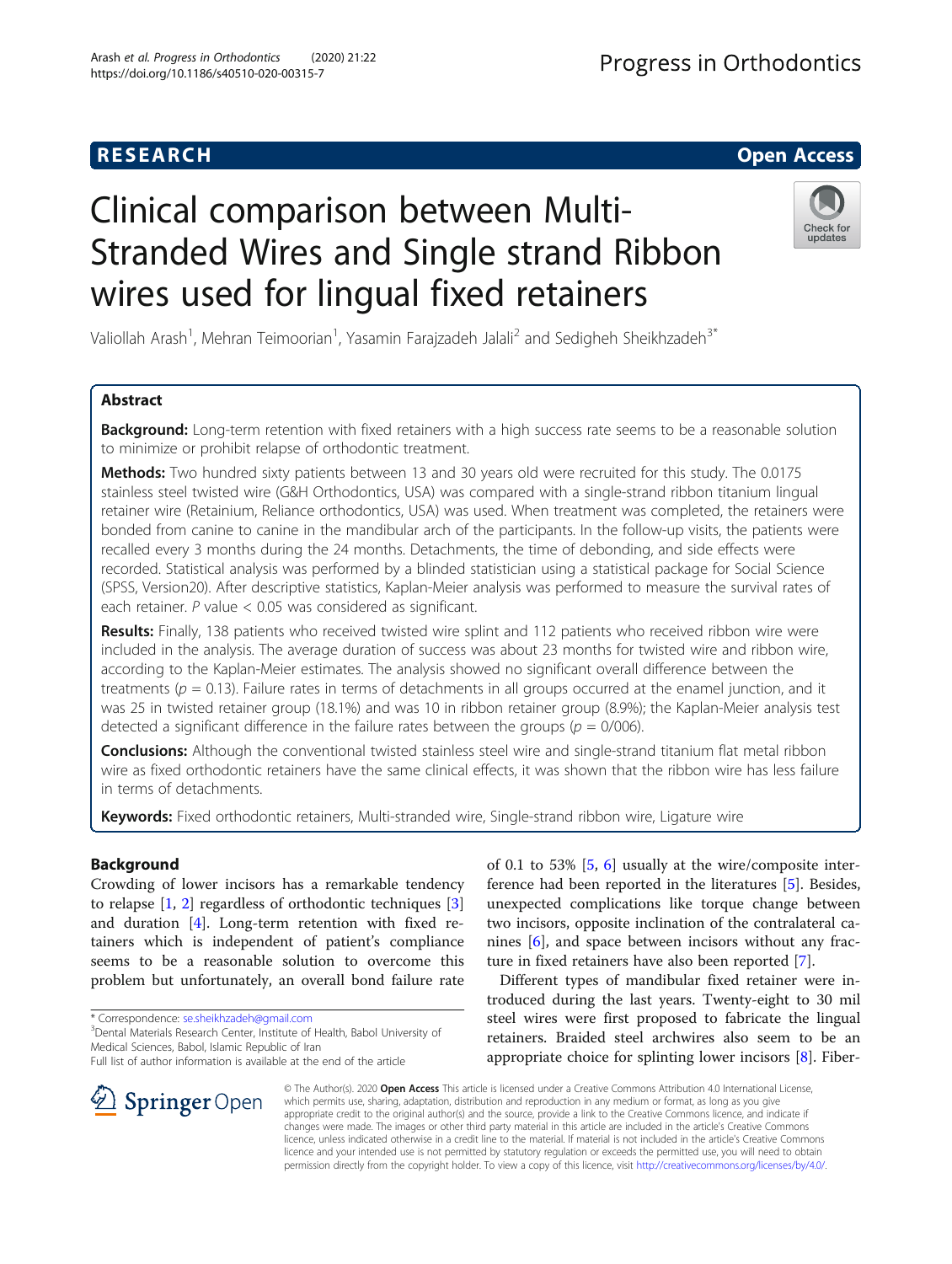RESEARCH

Open Access

# Clinical comparison between Multi-Stranded Wires and Single strand Ribbon wires used for lingual fixed retainers

Valiollah Arash[1], Mehran Teimoorian[1], Yasamin Farajzadeh Jalali[2] and Sedigheh Sheikhzadeh[3*]

## Abstract

**Background:** Long-term retention with fixed retainers with a high success rate seems to be a reasonable solution to minimize or prohibit relapse of orthodontic treatment.

**Methods:** Two hundred sixty patients between 13 and 30 years old were recruited for this study. The 0.0175 stainless steel twisted wire (G&H Orthodontics, USA) was compared with a single-strand ribbon titanium lingual retainer wire (Retainium, Reliance orthodontics, USA) was used. When treatment was completed, the retainers were bonded from canine to canine in the mandibular arch of the participants. In the follow-up visits, the patients were recalled every 3 months during the 24 months. Detachments, the time of debonding, and side effects were recorded. Statistical analysis was performed by a blinded statistician using a statistical package for Social Science (SPSS, Version20). After descriptive statistics, Kaplan-Meier analysis was performed to measure the survival rates of each retainer. *P* value < 0.05 was considered as significant.

**Results:** Finally, 138 patients who received twisted wire splint and 112 patients who received ribbon wire were included in the analysis. The average duration of success was about 23 months for twisted wire and ribbon wire, according to the Kaplan-Meier estimates. The analysis showed no significant overall difference between the treatments ($p = 0.13$). Failure rates in terms of detachments in all groups occurred at the enamel junction, and it was 25 in twisted retainer group (18.1%) and was 10 in ribbon retainer group (8.9%); the Kaplan-Meier analysis test detected a significant difference in the failure rates between the groups ($p = 0/006$).

**Conclusions:** Although the conventional twisted stainless steel wire and single-strand titanium flat metal ribbon wire as fixed orthodontic retainers have the same clinical effects, it was shown that the ribbon wire has less failure in terms of detachments.

**Keywords:** Fixed orthodontic retainers, Multi-stranded wire, Single-strand ribbon wire, Ligature wire

## Background

Crowding of lower incisors has a remarkable tendency to relapse [1, 2] regardless of orthodontic techniques [3] and duration [4]. Long-term retention with fixed retainers which is independent of patient's compliance seems to be a reasonable solution to overcome this problem but unfortunately, an overall bond failure rate of 0.1 to 53% [5, 6] usually at the wire/composite interference had been reported in the literatures [5]. Besides, unexpected complications like torque change between two incisors, opposite inclination of the contralateral canines [6], and space between incisors without any fracture in fixed retainers have also been reported [7].

Different types of mandibular fixed retainer were introduced during the last years. Twenty-eight to 30 mil steel wires were first proposed to fabricate the lingual retainers. Braided steel archwires also seem to be an appropriate choice for splinting lower incisors [8]. Fiber-

\* Correspondence: se.sheikhzadeh@gmail.com
[3]Dental Materials Research Center, Institute of Health, Babol University of Medical Sciences, Babol, Islamic Republic of Iran
Full list of author information is available at the end of the article

© The Author(s). 2020 **Open Access** This article is licensed under a Creative Commons Attribution 4.0 International License, which permits use, sharing, adaptation, distribution and reproduction in any medium or format, as long as you give appropriate credit to the original author(s) and the source, provide a link to the Creative Commons licence, and indicate if changes were made. The images or other third party material in this article are included in the article's Creative Commons licence, unless indicated otherwise in a credit line to the material. If material is not included in the article's Creative Commons licence and your intended use is not permitted by statutory regulation or exceeds the permitted use, you will need to obtain permission directly from the copyright holder. To view a copy of this licence, visit http://creativecommons.org/licenses/by/4.0/.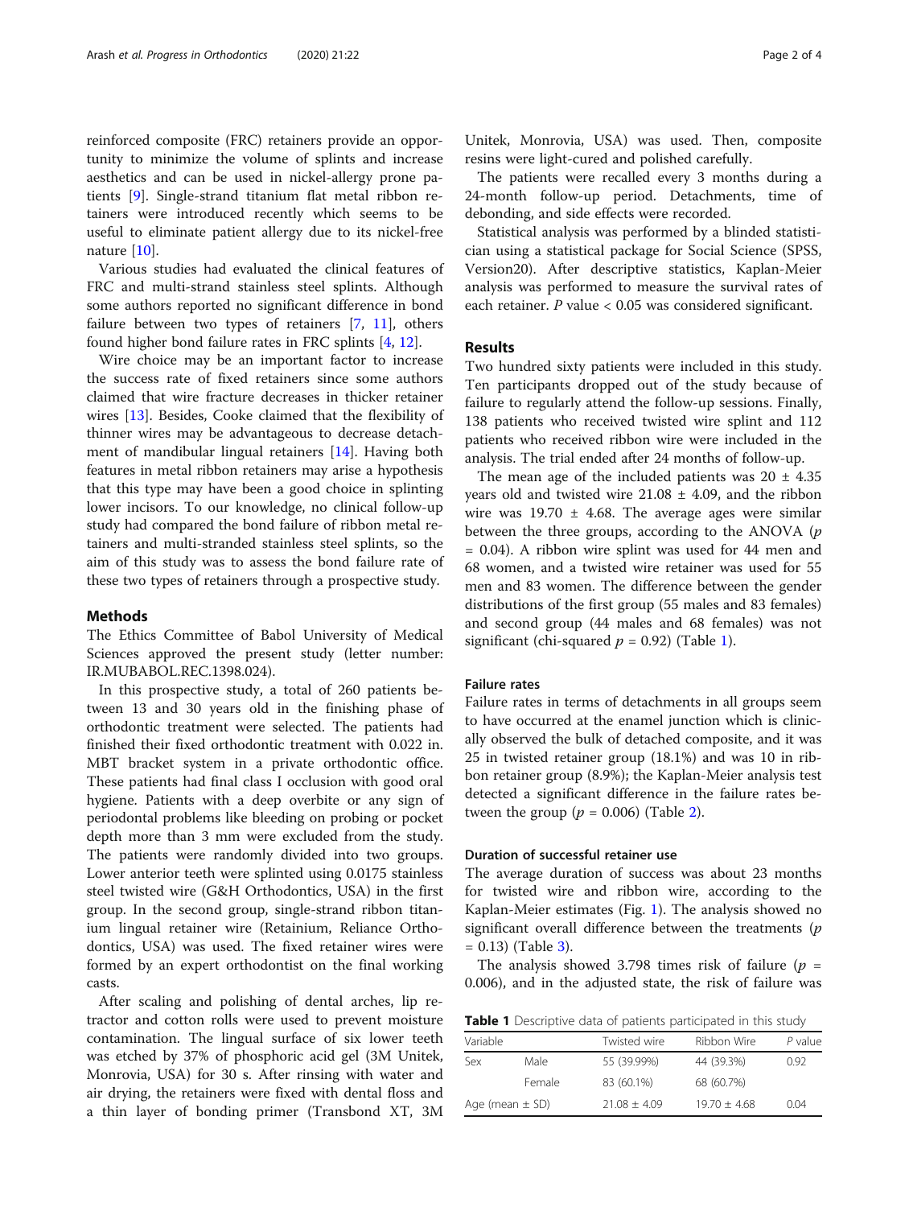reinforced composite (FRC) retainers provide an opportunity to minimize the volume of splints and increase aesthetics and can be used in nickel-allergy prone patients [9]. Single-strand titanium flat metal ribbon retainers were introduced recently which seems to be useful to eliminate patient allergy due to its nickel-free nature [10].

Various studies had evaluated the clinical features of FRC and multi-strand stainless steel splints. Although some authors reported no significant difference in bond failure between two types of retainers [7, 11], others found higher bond failure rates in FRC splints [4, 12].

Wire choice may be an important factor to increase the success rate of fixed retainers since some authors claimed that wire fracture decreases in thicker retainer wires [13]. Besides, Cooke claimed that the flexibility of thinner wires may be advantageous to decrease detachment of mandibular lingual retainers [14]. Having both features in metal ribbon retainers may arise a hypothesis that this type may have been a good choice in splinting lower incisors. To our knowledge, no clinical follow-up study had compared the bond failure of ribbon metal retainers and multi-stranded stainless steel splints, so the aim of this study was to assess the bond failure rate of these two types of retainers through a prospective study.

## Methods

The Ethics Committee of Babol University of Medical Sciences approved the present study (letter number: IR.MUBABOL.REC.1398.024).

In this prospective study, a total of 260 patients between 13 and 30 years old in the finishing phase of orthodontic treatment were selected. The patients had finished their fixed orthodontic treatment with 0.022 in. MBT bracket system in a private orthodontic office. These patients had final class I occlusion with good oral hygiene. Patients with a deep overbite or any sign of periodontal problems like bleeding on probing or pocket depth more than 3 mm were excluded from the study. The patients were randomly divided into two groups. Lower anterior teeth were splinted using 0.0175 stainless steel twisted wire (G&H Orthodontics, USA) in the first group. In the second group, single-strand ribbon titanium lingual retainer wire (Retainium, Reliance Orthodontics, USA) was used. The fixed retainer wires were formed by an expert orthodontist on the final working casts.

After scaling and polishing of dental arches, lip retractor and cotton rolls were used to prevent moisture contamination. The lingual surface of six lower teeth was etched by 37% of phosphoric acid gel (3M Unitek, Monrovia, USA) for 30 s. After rinsing with water and air drying, the retainers were fixed with dental floss and a thin layer of bonding primer (Transbond XT, 3M Unitek, Monrovia, USA) was used. Then, composite resins were light-cured and polished carefully.

The patients were recalled every 3 months during a 24-month follow-up period. Detachments, time of debonding, and side effects were recorded.

Statistical analysis was performed by a blinded statistician using a statistical package for Social Science (SPSS, Version20). After descriptive statistics, Kaplan-Meier analysis was performed to measure the survival rates of each retainer. *P* value < 0.05 was considered significant.

## Results

Two hundred sixty patients were included in this study. Ten participants dropped out of the study because of failure to regularly attend the follow-up sessions. Finally, 138 patients who received twisted wire splint and 112 patients who received ribbon wire were included in the analysis. The trial ended after 24 months of follow-up.

The mean age of the included patients was 20 ± 4.35 years old and twisted wire 21.08 ± 4.09, and the ribbon wire was 19.70 ± 4.68. The average ages were similar between the three groups, according to the ANOVA ($p$ = 0.04). A ribbon wire splint was used for 44 men and 68 women, and a twisted wire retainer was used for 55 men and 83 women. The difference between the gender distributions of the first group (55 males and 83 females) and second group (44 males and 68 females) was not significant (chi-squared $p$ = 0.92) (Table 1).

### Failure rates

Failure rates in terms of detachments in all groups seem to have occurred at the enamel junction which is clinically observed the bulk of detached composite, and it was 25 in twisted retainer group (18.1%) and was 10 in ribbon retainer group (8.9%); the Kaplan-Meier analysis test detected a significant difference in the failure rates between the group ($p$ = 0.006) (Table 2).

### Duration of successful retainer use

The average duration of success was about 23 months for twisted wire and ribbon wire, according to the Kaplan-Meier estimates (Fig. 1). The analysis showed no significant overall difference between the treatments ($p$ = 0.13) (Table 3).

The analysis showed 3.798 times risk of failure ($p$ = 0.006), and in the adjusted state, the risk of failure was

**Table 1** Descriptive data of patients participated in this study

| Variable | | Twisted wire | Ribbon Wire | P value |
|---|---|---|---|---|
| Sex | Male | 55 (39.99%) | 44 (39.3%) | 0.92 |
| | Female | 83 (60.1%) | 68 (60.7%) | |
| Age (mean ± SD) | | 21.08 ± 4.09 | 19.70 ± 4.68 | 0.04 |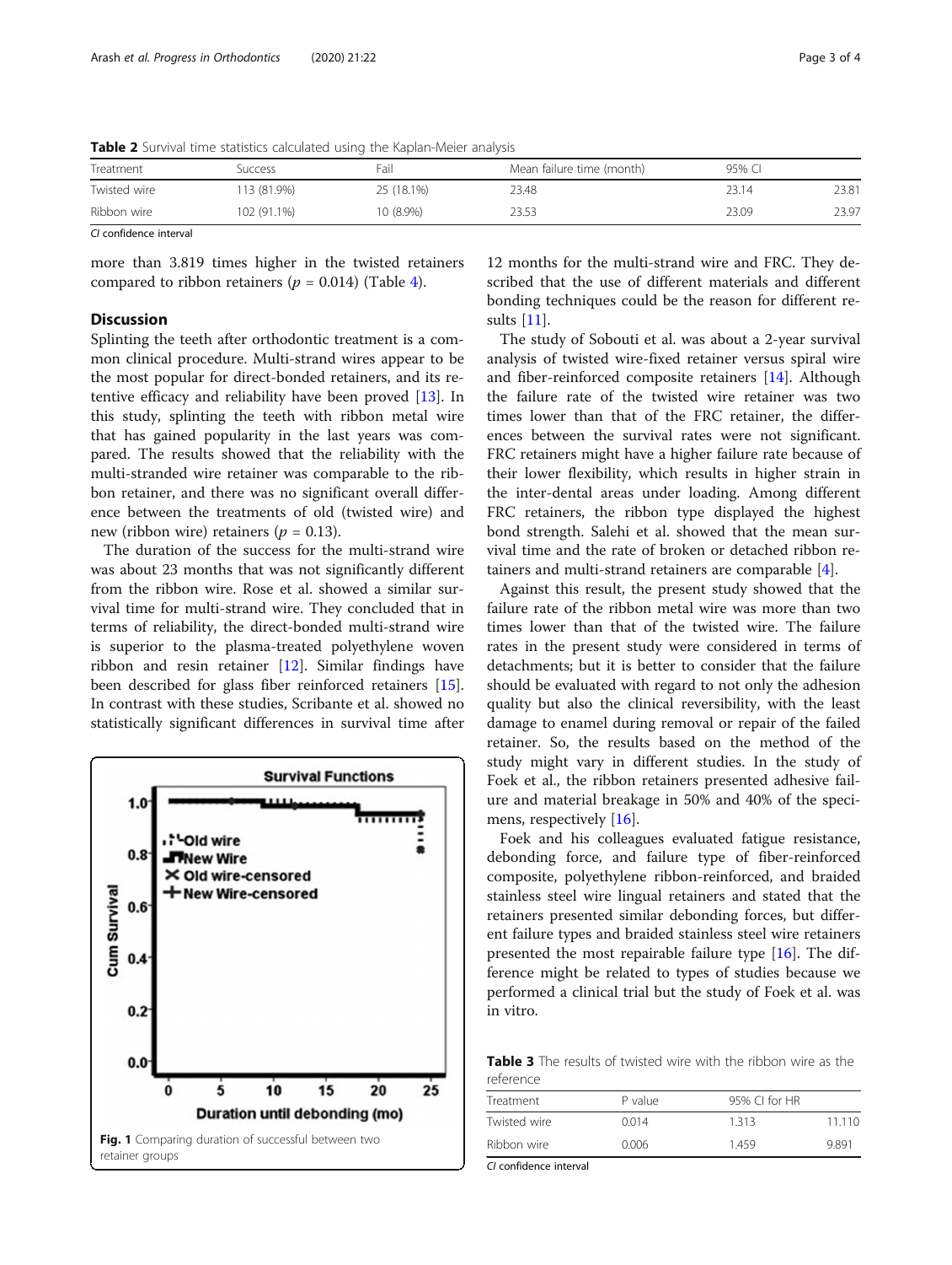**Table 2** Survival time statistics calculated using the Kaplan-Meier analysis

| Treatment | Success | Fail | Mean failure time (month) | 95% CI | |
|---|---|---|---|---|---|
| Twisted wire | 113 (81.9%) | 25 (18.1%) | 23.48 | 23.14 | 23.81 |
| Ribbon wire | 102 (91.1%) | 10 (8.9%) | 23.53 | 23.09 | 23.97 |

*CI* confidence interval

more than 3.819 times higher in the twisted retainers compared to ribbon retainers ($p$ = 0.014) (Table 4).

## Discussion

Splinting the teeth after orthodontic treatment is a common clinical procedure. Multi-strand wires appear to be the most popular for direct-bonded retainers, and its retentive efficacy and reliability have been proved [13]. In this study, splinting the teeth with ribbon metal wire that has gained popularity in the last years was compared. The results showed that the reliability with the multi-stranded wire retainer was comparable to the ribbon retainer, and there was no significant overall difference between the treatments of old (twisted wire) and new (ribbon wire) retainers ($p$ = 0.13).

The duration of the success for the multi-strand wire was about 23 months that was not significantly different from the ribbon wire. Rose et al. showed a similar survival time for multi-strand wire. They concluded that in terms of reliability, the direct-bonded multi-strand wire is superior to the plasma-treated polyethylene woven ribbon and resin retainer [12]. Similar findings have been described for glass fiber reinforced retainers [15]. In contrast with these studies, Scribante et al. showed no statistically significant differences in survival time after 12 months for the multi-strand wire and FRC. They described that the use of different materials and different bonding techniques could be the reason for different results [11].

Fig. 1 Comparing duration of successful between two retainer groups

The study of Sobouti et al. was about a 2-year survival analysis of twisted wire-fixed retainer versus spiral wire and fiber-reinforced composite retainers [14]. Although the failure rate of the twisted wire retainer was two times lower than that of the FRC retainer, the differences between the survival rates were not significant. FRC retainers might have a higher failure rate because of their lower flexibility, which results in higher strain in the inter-dental areas under loading. Among different FRC retainers, the ribbon type displayed the highest bond strength. Salehi et al. showed that the mean survival time and the rate of broken or detached ribbon retainers and multi-strand retainers are comparable [4].

Against this result, the present study showed that the failure rate of the ribbon metal wire was more than two times lower than that of the twisted wire. The failure rates in the present study were considered in terms of detachments; but it is better to consider that the failure should be evaluated with regard to not only the adhesion quality but also the clinical reversibility, with the least damage to enamel during removal or repair of the failed retainer. So, the results based on the method of the study might vary in different studies. In the study of Foek et al., the ribbon retainers presented adhesive failure and material breakage in 50% and 40% of the specimens, respectively [16].

Foek and his colleagues evaluated fatigue resistance, debonding force, and failure type of fiber-reinforced composite, polyethylene ribbon-reinforced, and braided stainless steel wire lingual retainers and stated that the retainers presented similar debonding forces, but different failure types and braided stainless steel wire retainers presented the most repairable failure type [16]. The difference might be related to types of studies because we performed a clinical trial but the study of Foek et al. was in vitro.

**Table 3** The results of twisted wire with the ribbon wire as the reference

| Treatment | P value | 95% CI for HR | |
|---|---|---|---|
| Twisted wire | 0.014 | 1.313 | 11.110 |
| Ribbon wire | 0.006 | 1.459 | 9.891 |

*CI* confidence interval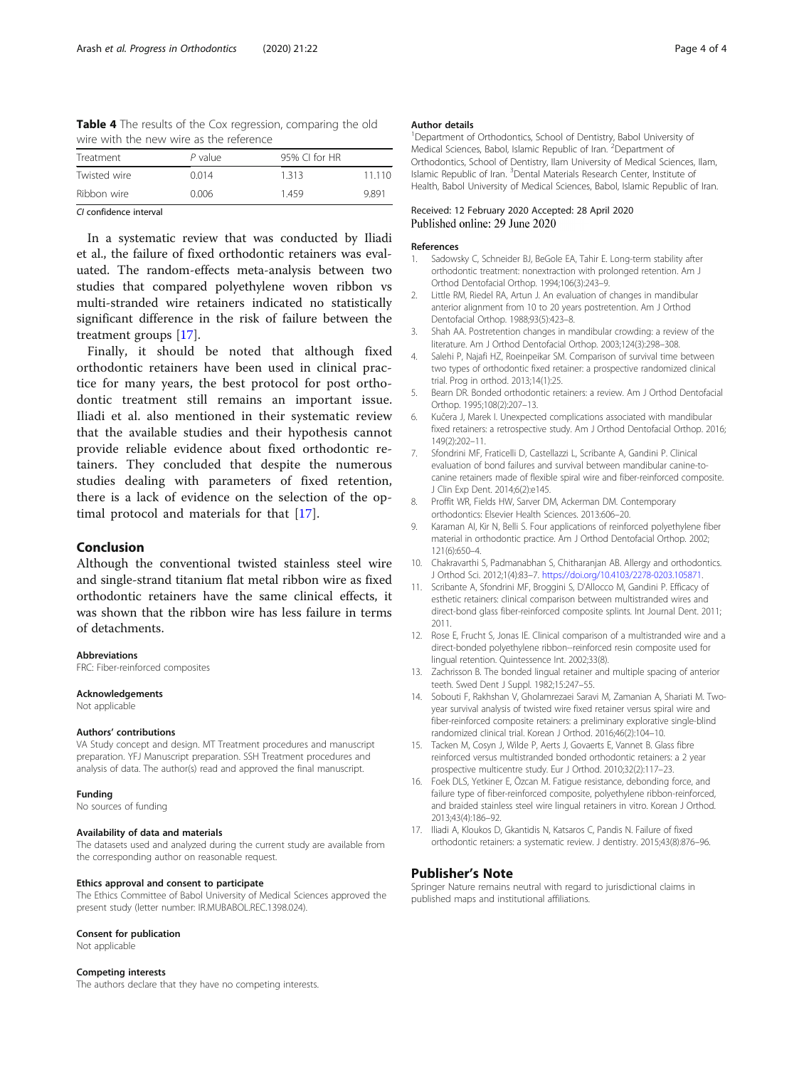**Table 4** The results of the Cox regression, comparing the old wire with the new wire as the reference

| Treatment | P value | 95% CI for HR | |
|---|---|---|---|
| Twisted wire | 0.014 | 1.313 | 11.110 |
| Ribbon wire | 0.006 | 1.459 | 9.891 |

*CI* confidence interval

In a systematic review that was conducted by Iliadi et al., the failure of fixed orthodontic retainers was evaluated. The random-effects meta-analysis between two studies that compared polyethylene woven ribbon vs multi-stranded wire retainers indicated no statistically significant difference in the risk of failure between the treatment groups [17].

Finally, it should be noted that although fixed orthodontic retainers have been used in clinical practice for many years, the best protocol for post orthodontic treatment still remains an important issue. Iliadi et al. also mentioned in their systematic review that the available studies and their hypothesis cannot provide reliable evidence about fixed orthodontic retainers. They concluded that despite the numerous studies dealing with parameters of fixed retention, there is a lack of evidence on the selection of the optimal protocol and materials for that [17].

## Conclusion

Although the conventional twisted stainless steel wire and single-strand titanium flat metal ribbon wire as fixed orthodontic retainers have the same clinical effects, it was shown that the ribbon wire has less failure in terms of detachments.

#### Abbreviations

FRC: Fiber-reinforced composites

#### Acknowledgements

Not applicable

#### Authors' contributions

VA Study concept and design. MT Treatment procedures and manuscript preparation. YFJ Manuscript preparation. SSH Treatment procedures and analysis of data. The author(s) read and approved the final manuscript.

#### Funding

No sources of funding

#### Availability of data and materials

The datasets used and analyzed during the current study are available from the corresponding author on reasonable request.

#### Ethics approval and consent to participate

The Ethics Committee of Babol University of Medical Sciences approved the present study (letter number: IR.MUBABOL.REC.1398.024).

#### Consent for publication

Not applicable

#### Competing interests

The authors declare that they have no competing interests.

#### Author details

[1]Department of Orthodontics, School of Dentistry, Babol University of Medical Sciences, Babol, Islamic Republic of Iran. [2]Department of Orthodontics, School of Dentistry, Ilam University of Medical Sciences, Ilam, Islamic Republic of Iran. [3]Dental Materials Research Center, Institute of Health, Babol University of Medical Sciences, Babol, Islamic Republic of Iran.

Received: 12 February 2020 Accepted: 28 April 2020
Published online: 29 June 2020

#### References

1. Sadowsky C, Schneider BJ, BeGole EA, Tahir E. Long-term stability after orthodontic treatment: nonextraction with prolonged retention. Am J Orthod Dentofacial Orthop. 1994;106(3):243–9.
2. Little RM, Riedel RA, Artun J. An evaluation of changes in mandibular anterior alignment from 10 to 20 years postretention. Am J Orthod Dentofacial Orthop. 1988;93(5):423–8.
3. Shah AA. Postretention changes in mandibular crowding: a review of the literature. Am J Orthod Dentofacial Orthop. 2003;124(3):298–308.
4. Salehi P, Najafi HZ, Roeinpeikar SM. Comparison of survival time between two types of orthodontic fixed retainer: a prospective randomized clinical trial. Prog in orthod. 2013;14(1):25.
5. Bearn DR. Bonded orthodontic retainers: a review. Am J Orthod Dentofacial Orthop. 1995;108(2):207–13.
6. Kučera J, Marek I. Unexpected complications associated with mandibular fixed retainers: a retrospective study. Am J Orthod Dentofacial Orthop. 2016; 149(2):202–11.
7. Sfondrini MF, Fraticelli D, Castellazzi L, Scribante A, Gandini P. Clinical evaluation of bond failures and survival between mandibular canine-to-canine retainers made of flexible spiral wire and fiber-reinforced composite. J Clin Exp Dent. 2014;6(2):e145.
8. Proffit WR, Fields HW, Sarver DM, Ackerman DM. Contemporary orthodontics: Elsevier Health Sciences. 2013:606–20.
9. Karaman AI, Kir N, Belli S. Four applications of reinforced polyethylene fiber material in orthodontic practice. Am J Orthod Dentofacial Orthop. 2002; 121(6):650–4.
10. Chakravarthi S, Padmanabhan S, Chitharanjan AB. Allergy and orthodontics. J Orthod Sci. 2012;1(4):83–7. https://doi.org/10.4103/2278-0203.105871.
11. Scribante A, Sfondrini MF, Broggini S, D'Allocco M, Gandini P. Efficacy of esthetic retainers: clinical comparison between multistranded wires and direct-bond glass fiber-reinforced composite splints. Int Journal Dent. 2011; 2011.
12. Rose E, Frucht S, Jonas IE. Clinical comparison of a multistranded wire and a direct-bonded polyethylene ribbon--reinforced resin composite used for lingual retention. Quintessence Int. 2002;33(8).
13. Zachrisson B. The bonded lingual retainer and multiple spacing of anterior teeth. Swed Dent J Suppl. 1982;15:247–55.
14. Sobouti F, Rakhshan V, Gholamrezaei Saravi M, Zamanian A, Shariati M. Two-year survival analysis of twisted wire fixed retainer versus spiral wire and fiber-reinforced composite retainers: a preliminary explorative single-blind randomized clinical trial. Korean J Orthod. 2016;46(2):104–10.
15. Tacken M, Cosyn J, Wilde P, Aerts J, Govaerts E, Vannet B. Glass fibre reinforced versus multistranded bonded orthodontic retainers: a 2 year prospective multicentre study. Eur J Orthod. 2010;32(2):117–23.
16. Foek DLS, Yetkiner E, Özcan M. Fatigue resistance, debonding force, and failure type of fiber-reinforced composite, polyethylene ribbon-reinforced, and braided stainless steel wire lingual retainers in vitro. Korean J Orthod. 2013;43(4):186–92.
17. Iliadi A, Kloukos D, Gkantidis N, Katsaros C, Pandis N. Failure of fixed orthodontic retainers: a systematic review. J dentistry. 2015;43(8):876–96.

## Publisher's Note

Springer Nature remains neutral with regard to jurisdictional claims in published maps and institutional affiliations.